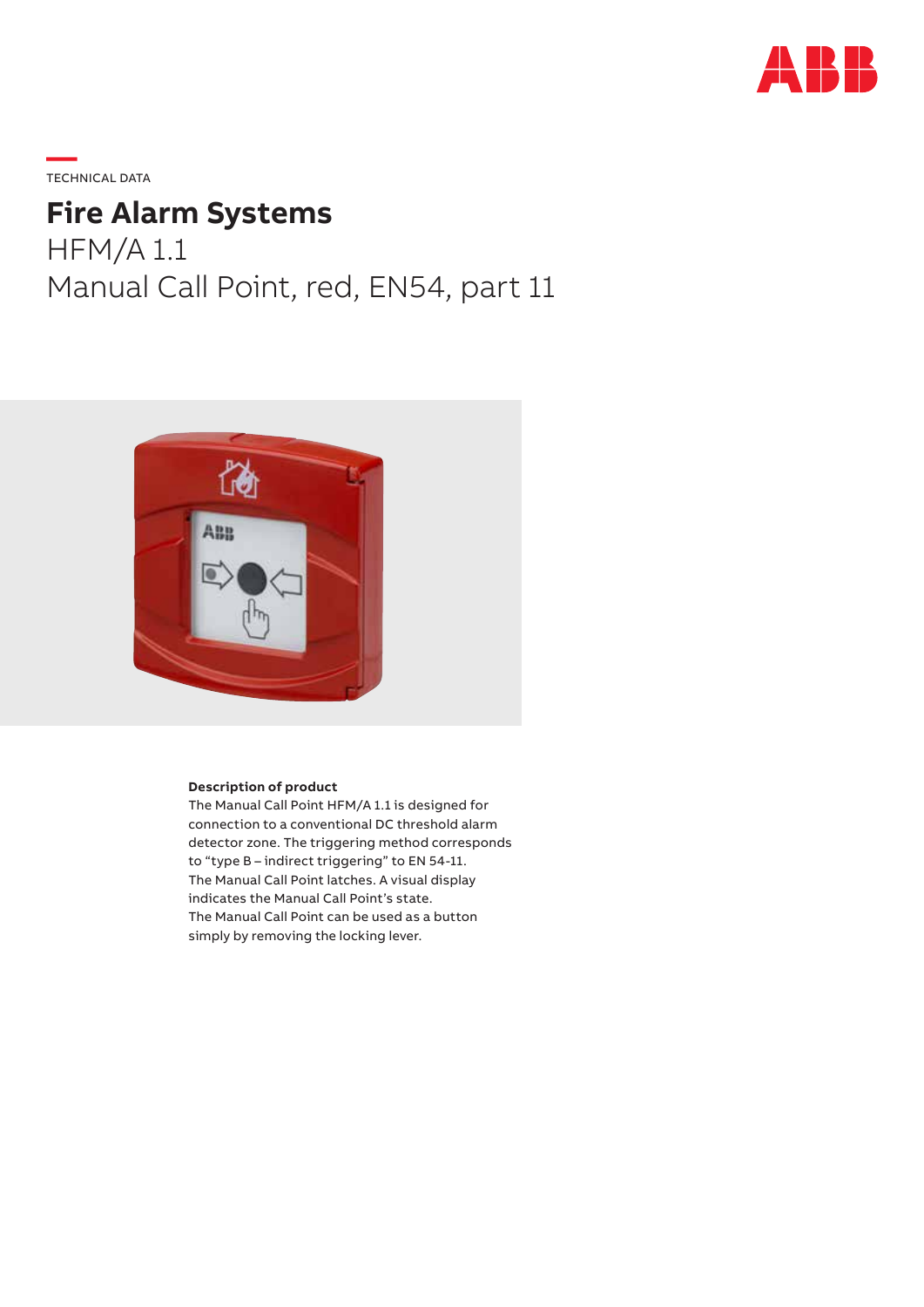TECHNICAL DATA

# Fire Alarm Systems

HFM/A 1.1
Manual Call Point, red, EN54, part 11

**Description of product**
The Manual Call Point HFM/A 1.1 is designed for connection to a conventional DC threshold alarm detector zone. The triggering method corresponds to “type B – indirect triggering” to EN 54-11.
The Manual Call Point latches. A visual display indicates the Manual Call Point’s state.
The Manual Call Point can be used as a button simply by removing the locking lever.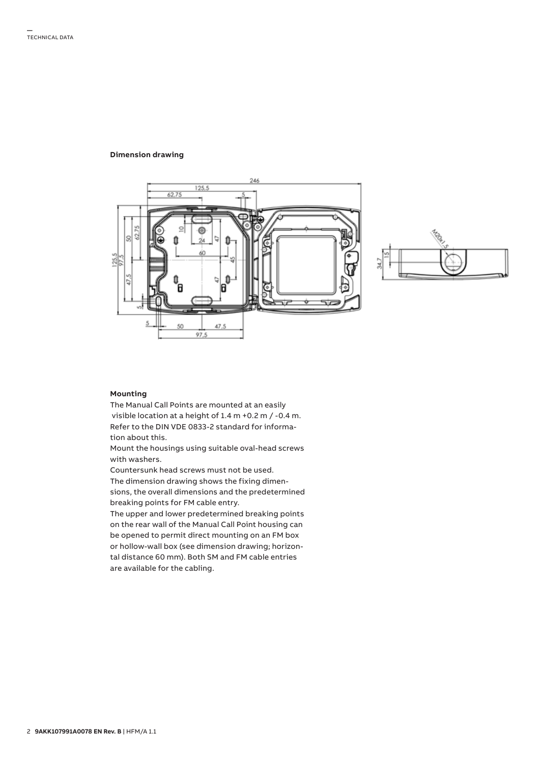## Dimension drawing

## Mounting

The Manual Call Points are mounted at an easily visible location at a height of 1.4 m +0.2 m / -0.4 m. Refer to the DIN VDE 0833-2 standard for information about this.

Mount the housings using suitable oval-head screws with washers.

Countersunk head screws must not be used.

The dimension drawing shows the fixing dimensions, the overall dimensions and the predetermined breaking points for FM cable entry.

The upper and lower predetermined breaking points on the rear wall of the Manual Call Point housing can be opened to permit direct mounting on an FM box or hollow-wall box (see dimension drawing; horizontal distance 60 mm). Both SM and FM cable entries are available for the cabling.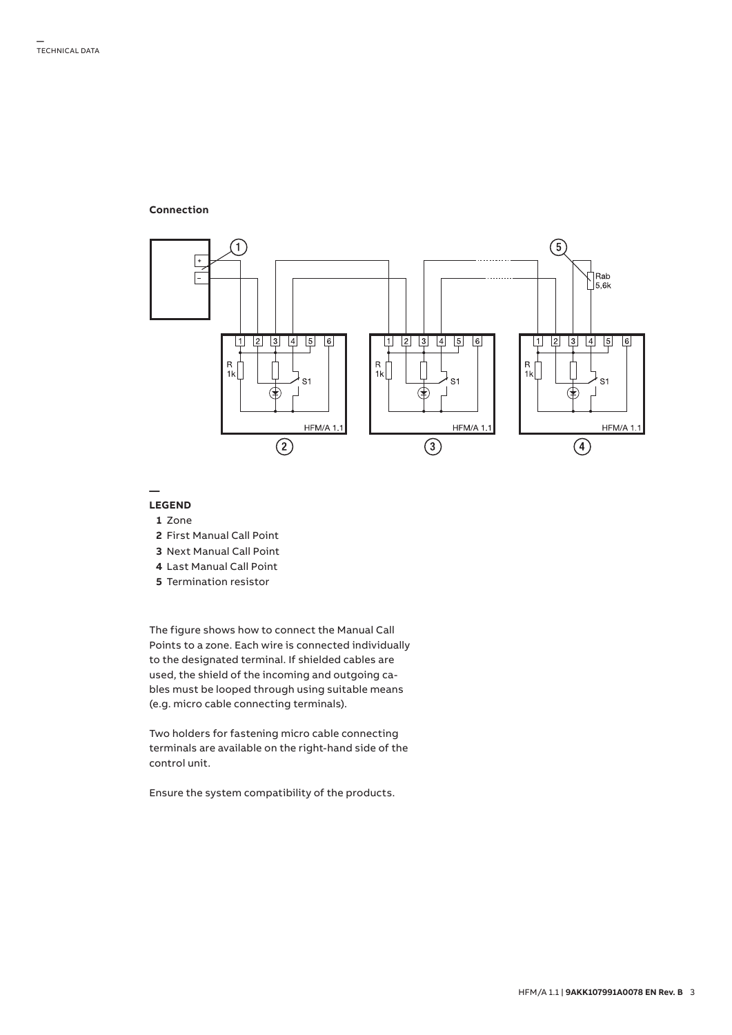## Connection

**LEGEND**

1. Zone
2. First Manual Call Point
3. Next Manual Call Point
4. Last Manual Call Point
5. Termination resistor

The figure shows how to connect the Manual Call Points to a zone. Each wire is connected individually to the designated terminal. If shielded cables are used, the shield of the incoming and outgoing cables must be looped through using suitable means (e.g. micro cable connecting terminals).

Two holders for fastening micro cable connecting terminals are available on the right-hand side of the control unit.

Ensure the system compatibility of the products.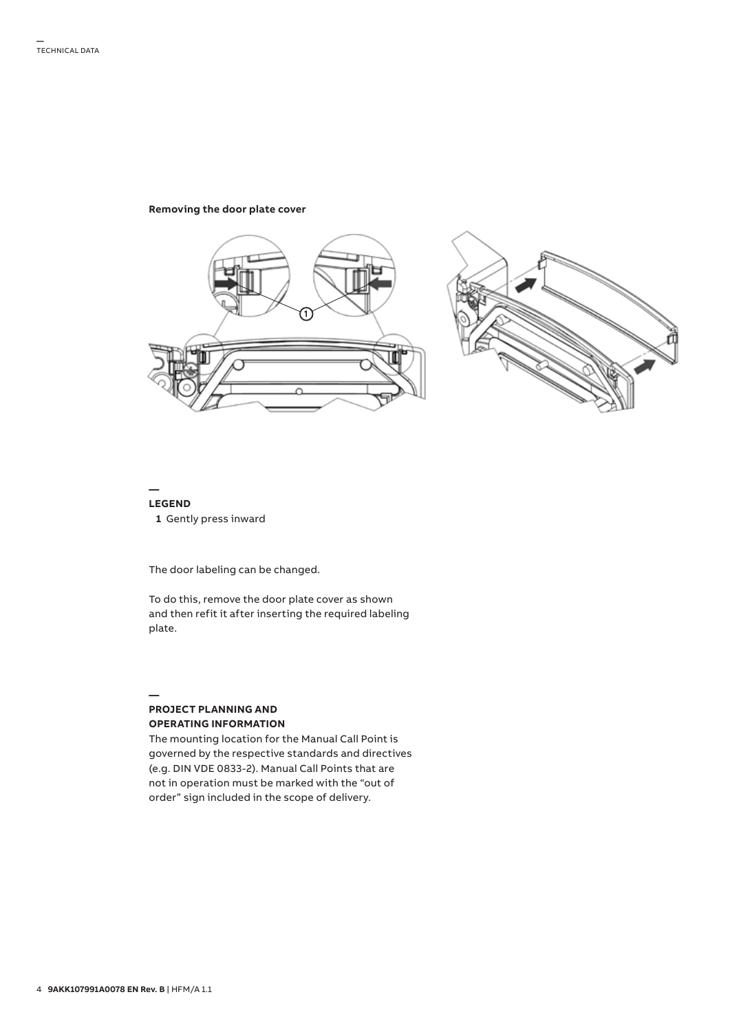**Removing the door plate cover**

## LEGEND

**1** Gently press inward

The door labeling can be changed.

To do this, remove the door plate cover as shown and then refit it after inserting the required labeling plate.

## PROJECT PLANNING AND OPERATING INFORMATION

The mounting location for the Manual Call Point is governed by the respective standards and directives (e.g. DIN VDE 0833-2). Manual Call Points that are not in operation must be marked with the “out of order” sign included in the scope of delivery.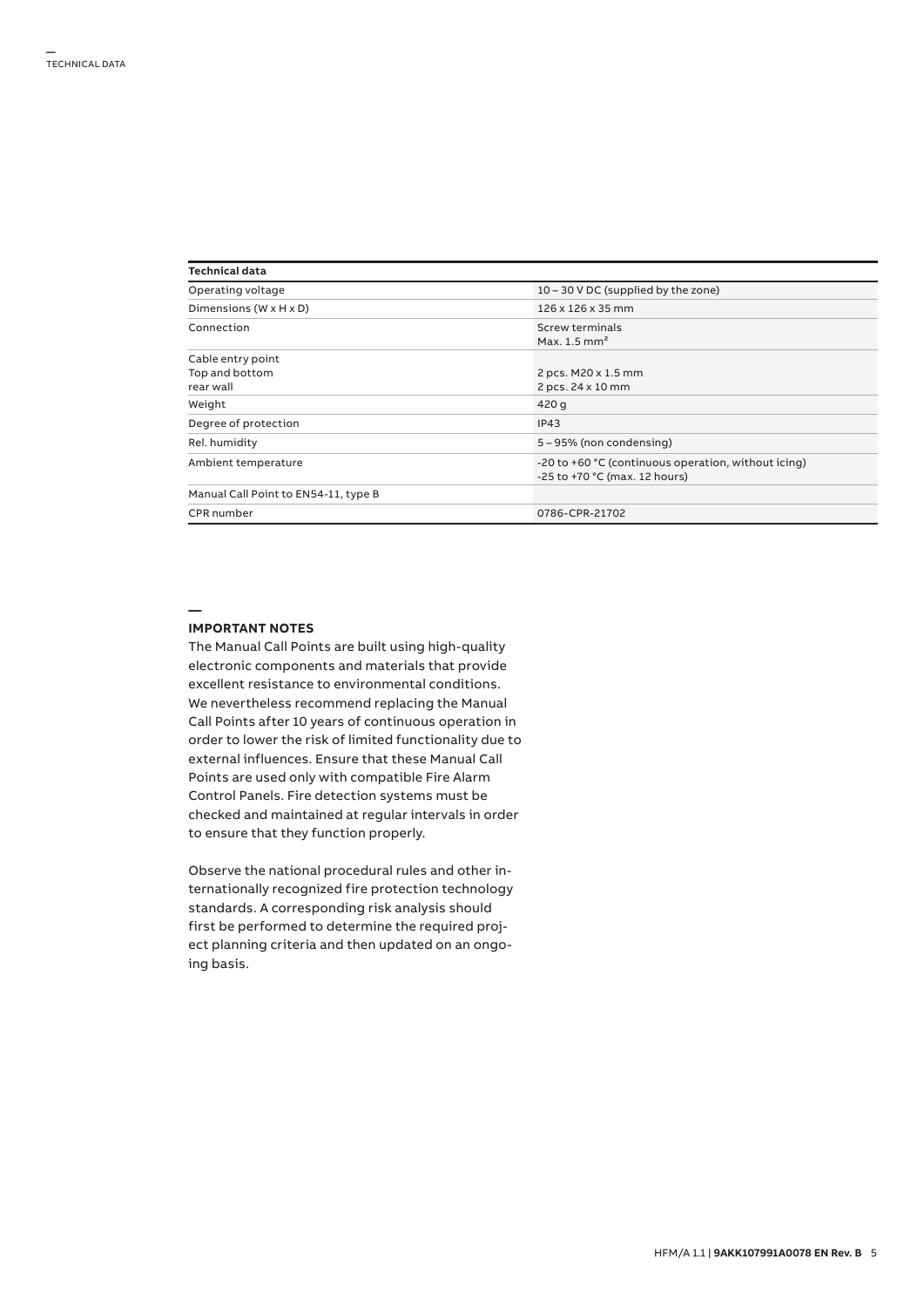| Technical data | |
|---|---|
| Operating voltage | 10 – 30 V DC (supplied by the zone) |
| Dimensions (W x H x D) | 126 x 126 x 35 mm |
| Connection | Screw terminals<br>Max. 1.5 mm² |
| Cable entry point<br>Top and bottom<br>rear wall | <br>2 pcs. M20 x 1.5 mm<br>2 pcs. 24 x 10 mm |
| Weight | 420 g |
| Degree of protection | IP43 |
| Rel. humidity | 5 – 95% (non condensing) |
| Ambient temperature | -20 to +60 °C (continuous operation, without icing)<br>-25 to +70 °C (max. 12 hours) |
| Manual Call Point to EN54-11, type B | |
| CPR number | 0786-CPR-21702 |

## IMPORTANT NOTES

The Manual Call Points are built using high-quality electronic components and materials that provide excellent resistance to environmental conditions. We nevertheless recommend replacing the Manual Call Points after 10 years of continuous operation in order to lower the risk of limited functionality due to external influences. Ensure that these Manual Call Points are used only with compatible Fire Alarm Control Panels. Fire detection systems must be checked and maintained at regular intervals in order to ensure that they function properly.

Observe the national procedural rules and other internationally recognized fire protection technology standards. A corresponding risk analysis should first be performed to determine the required project planning criteria and then updated on an ongoing basis.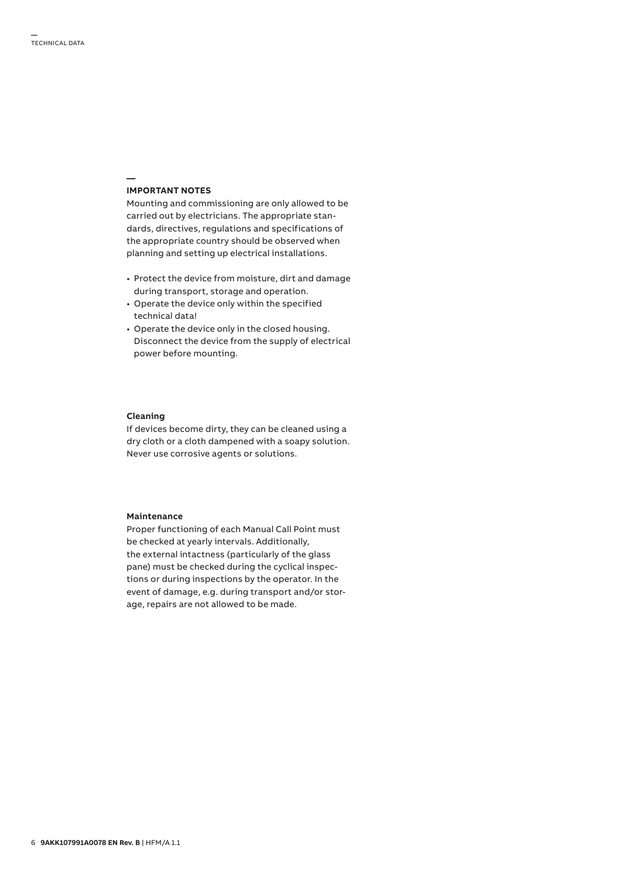## IMPORTANT NOTES

Mounting and commissioning are only allowed to be carried out by electricians. The appropriate standards, directives, regulations and specifications of the appropriate country should be observed when planning and setting up electrical installations.

- Protect the device from moisture, dirt and damage during transport, storage and operation.
- Operate the device only within the specified technical data!
- Operate the device only in the closed housing. Disconnect the device from the supply of electrical power before mounting.

### Cleaning

If devices become dirty, they can be cleaned using a dry cloth or a cloth dampened with a soapy solution. Never use corrosive agents or solutions.

### Maintenance

Proper functioning of each Manual Call Point must be checked at yearly intervals. Additionally, the external intactness (particularly of the glass pane) must be checked during the cyclical inspections or during inspections by the operator. In the event of damage, e.g. during transport and/or storage, repairs are not allowed to be made.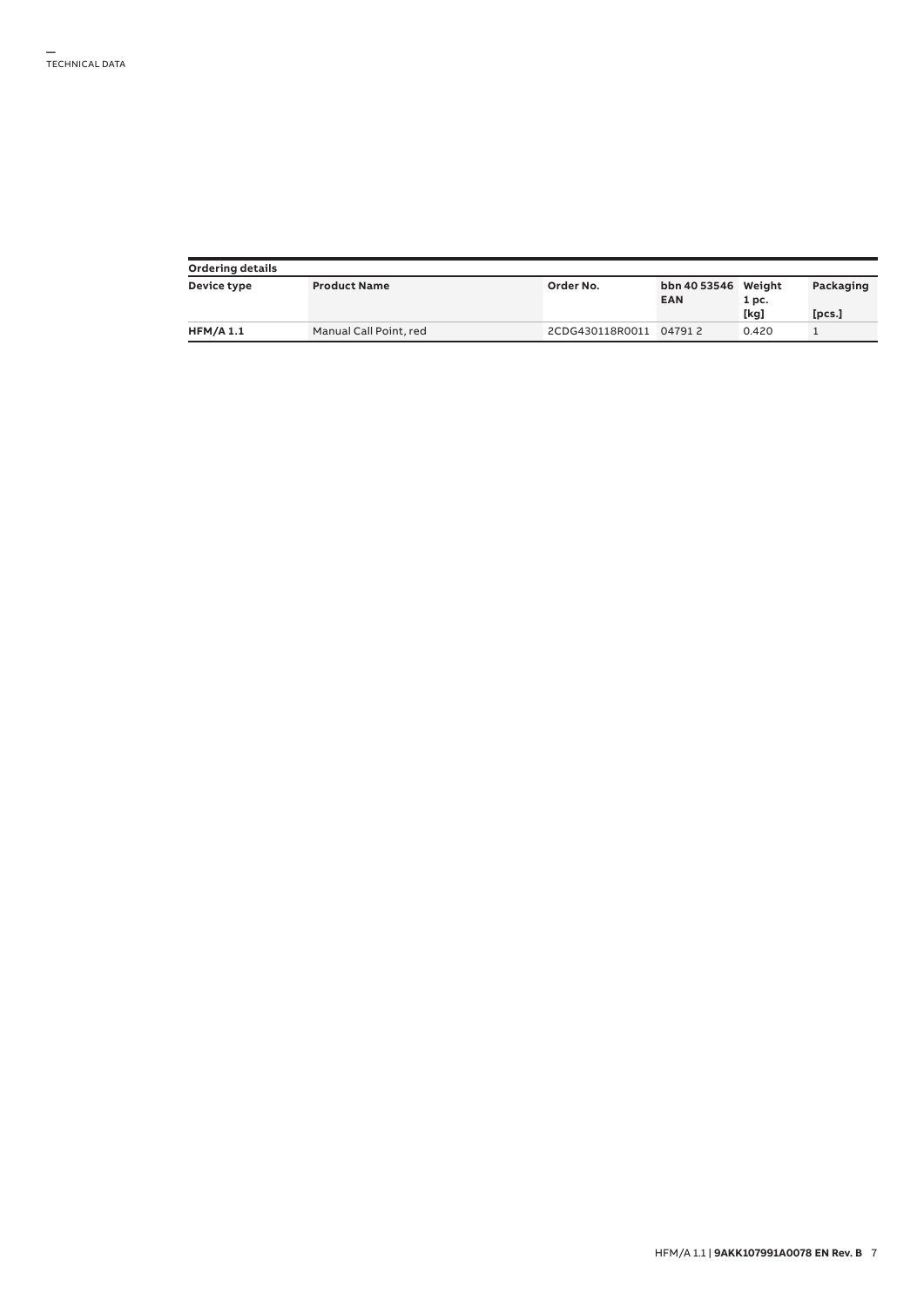## Ordering details

| Device type | Product Name | Order No. | bbn 40 53546 EAN | Weight 1 pc. [kg] | Packaging [pcs.] |
|---|---|---|---|---|---|
| **HFM/A 1.1** | Manual Call Point, red | 2CDG430118R0011 | 04791 2 | 0.420 | 1 |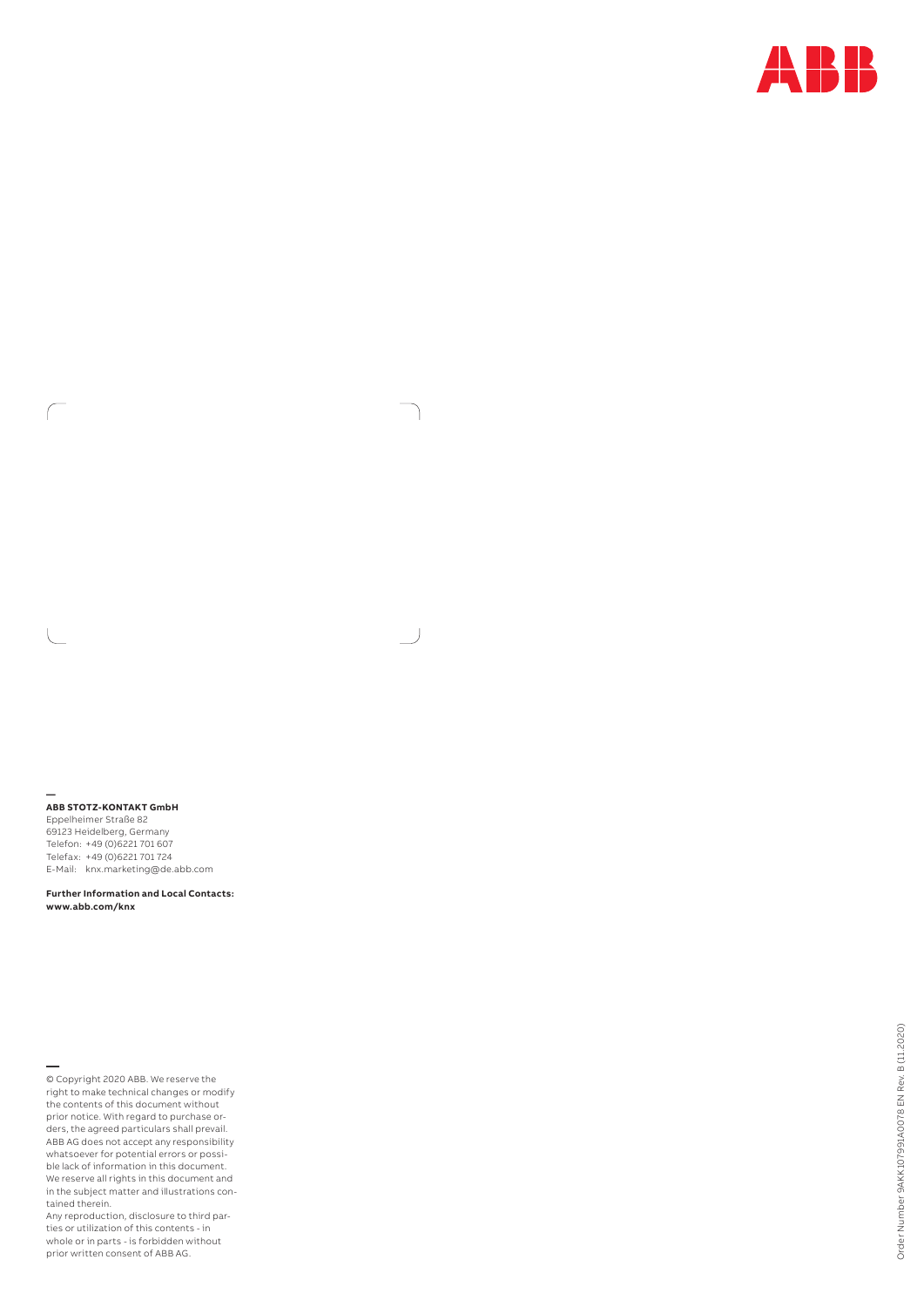**ABB STOTZ-KONTAKT GmbH**
Eppelheimer Straße 82
69123 Heidelberg, Germany
Telefon: +49 (0)6221 701 607
Telefax: +49 (0)6221 701 724
E-Mail: knx.marketing@de.abb.com

**Further Information and Local Contacts:**
**www.abb.com/knx**

© Copyright 2020 ABB. We reserve the right to make technical changes or modify the contents of this document without prior notice. With regard to purchase orders, the agreed particulars shall prevail. ABB AG does not accept any responsibility whatsoever for potential errors or possible lack of information in this document. We reserve all rights in this document and in the subject matter and illustrations contained therein.
Any reproduction, disclosure to third parties or utilization of this contents - in whole or in parts - is forbidden without prior written consent of ABB AG.

Order Number 9AKK107991A0078 EN Rev. B (11.2020)